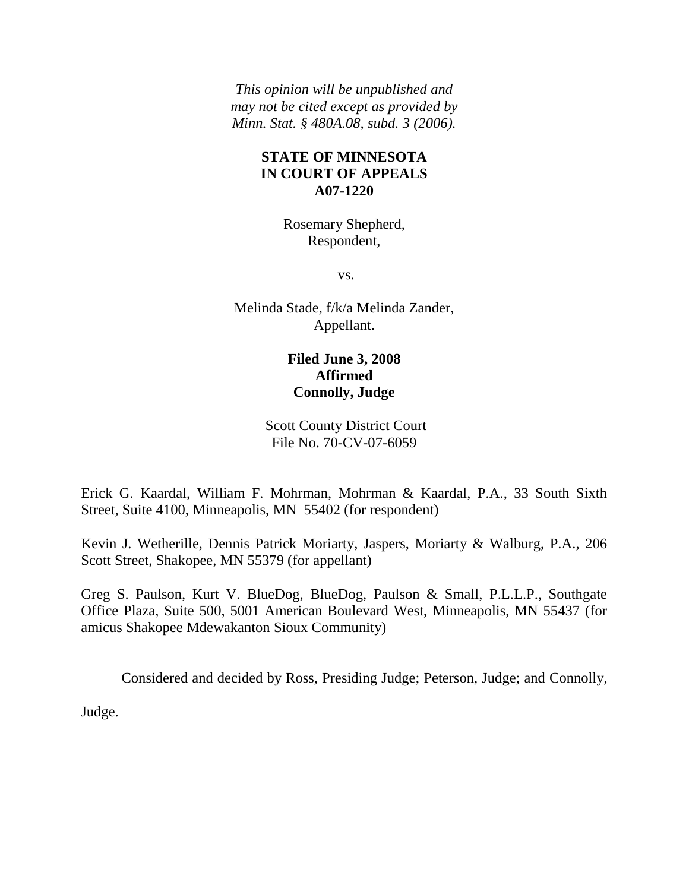*This opinion will be unpublished and may not be cited except as provided by Minn. Stat. § 480A.08, subd. 3 (2006).*

**STATE OF MINNESOTA**
**IN COURT OF APPEALS**
**A07-1220**

Rosemary Shepherd,
Respondent,

vs.

Melinda Stade, f/k/a Melinda Zander,
Appellant.

**Filed June 3, 2008**
**Affirmed**
**Connolly, Judge**

Scott County District Court
File No. 70-CV-07-6059

Erick G. Kaardal, William F. Mohrman, Mohrman & Kaardal, P.A., 33 South Sixth Street, Suite 4100, Minneapolis, MN 55402 (for respondent)

Kevin J. Wetherille, Dennis Patrick Moriarty, Jaspers, Moriarty & Walburg, P.A., 206 Scott Street, Shakopee, MN 55379 (for appellant)

Greg S. Paulson, Kurt V. BlueDog, BlueDog, Paulson & Small, P.L.L.P., Southgate Office Plaza, Suite 500, 5001 American Boulevard West, Minneapolis, MN 55437 (for amicus Shakopee Mdewakanton Sioux Community)

Considered and decided by Ross, Presiding Judge; Peterson, Judge; and Connolly, Judge.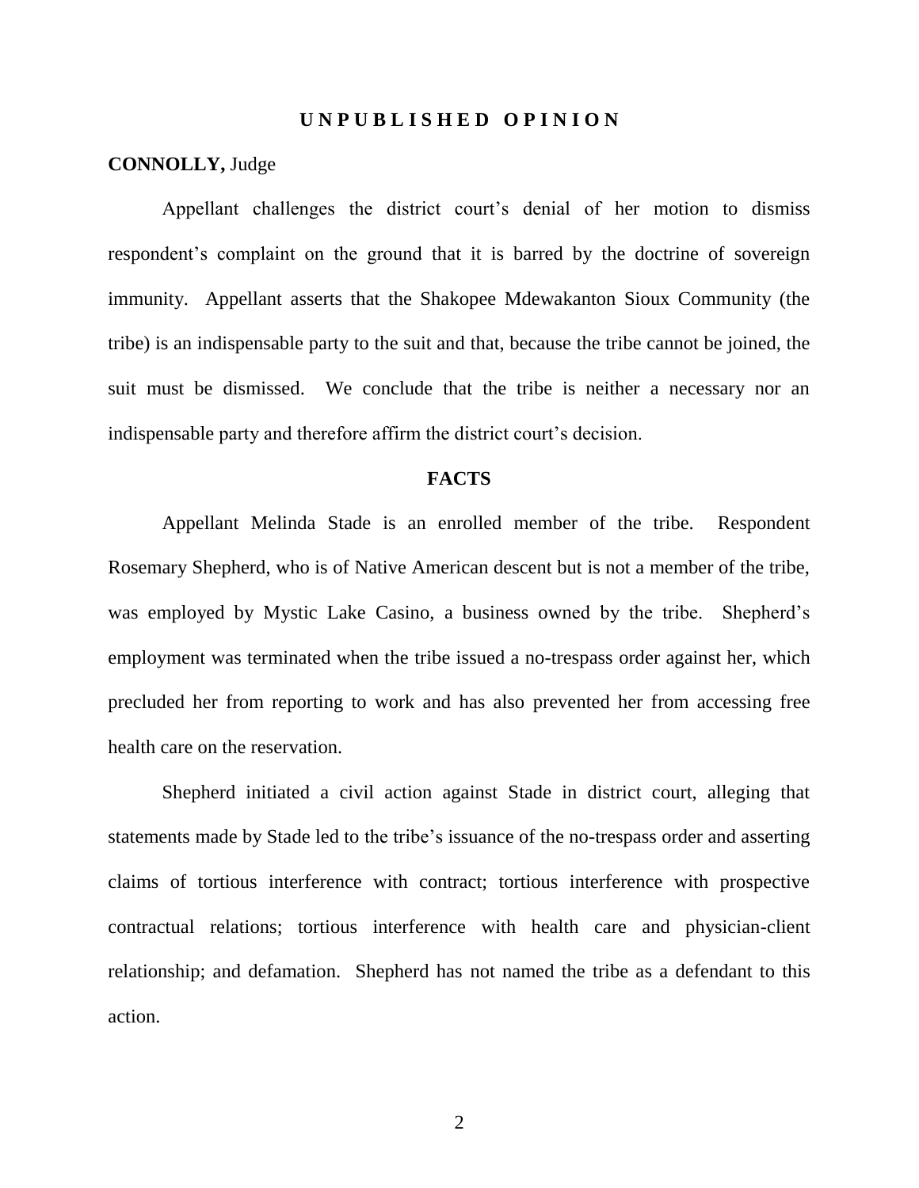# UNPUBLISHED OPINION

**CONNOLLY,** Judge

Appellant challenges the district court's denial of her motion to dismiss respondent's complaint on the ground that it is barred by the doctrine of sovereign immunity. Appellant asserts that the Shakopee Mdewakanton Sioux Community (the tribe) is an indispensable party to the suit and that, because the tribe cannot be joined, the suit must be dismissed. We conclude that the tribe is neither a necessary nor an indispensable party and therefore affirm the district court's decision.

## FACTS

Appellant Melinda Stade is an enrolled member of the tribe. Respondent Rosemary Shepherd, who is of Native American descent but is not a member of the tribe, was employed by Mystic Lake Casino, a business owned by the tribe. Shepherd's employment was terminated when the tribe issued a no-trespass order against her, which precluded her from reporting to work and has also prevented her from accessing free health care on the reservation.

Shepherd initiated a civil action against Stade in district court, alleging that statements made by Stade led to the tribe's issuance of the no-trespass order and asserting claims of tortious interference with contract; tortious interference with prospective contractual relations; tortious interference with health care and physician-client relationship; and defamation. Shepherd has not named the tribe as a defendant to this action.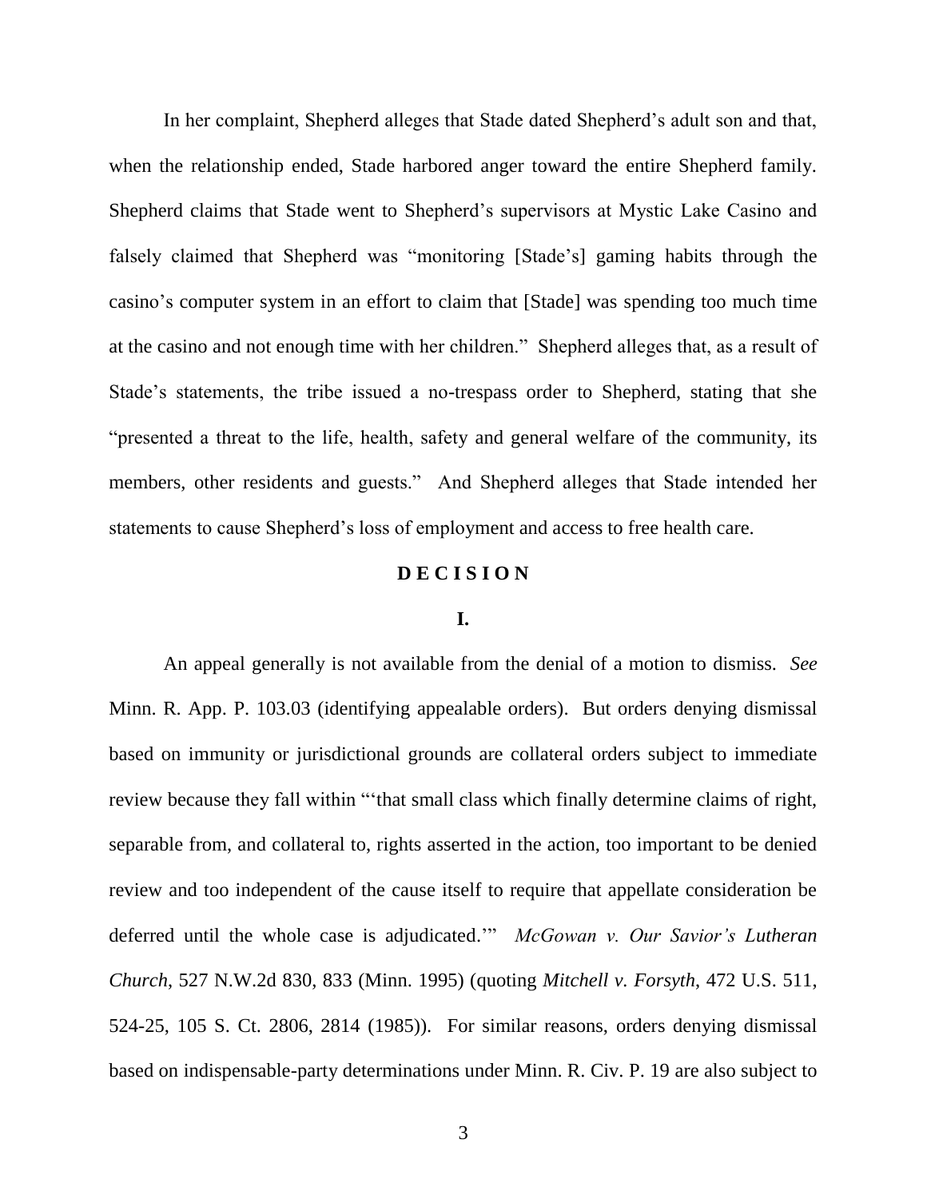In her complaint, Shepherd alleges that Stade dated Shepherd's adult son and that, when the relationship ended, Stade harbored anger toward the entire Shepherd family. Shepherd claims that Stade went to Shepherd's supervisors at Mystic Lake Casino and falsely claimed that Shepherd was "monitoring [Stade's] gaming habits through the casino's computer system in an effort to claim that [Stade] was spending too much time at the casino and not enough time with her children." Shepherd alleges that, as a result of Stade's statements, the tribe issued a no-trespass order to Shepherd, stating that she "presented a threat to the life, health, safety and general welfare of the community, its members, other residents and guests." And Shepherd alleges that Stade intended her statements to cause Shepherd's loss of employment and access to free health care.

## D E C I S I O N

### I.

An appeal generally is not available from the denial of a motion to dismiss. *See* Minn. R. App. P. 103.03 (identifying appealable orders). But orders denying dismissal based on immunity or jurisdictional grounds are collateral orders subject to immediate review because they fall within "'that small class which finally determine claims of right, separable from, and collateral to, rights asserted in the action, too important to be denied review and too independent of the cause itself to require that appellate consideration be deferred until the whole case is adjudicated.'" *McGowan v. Our Savior's Lutheran Church*, 527 N.W.2d 830, 833 (Minn. 1995) (quoting *Mitchell v. Forsyth*, 472 U.S. 511, 524-25, 105 S. Ct. 2806, 2814 (1985)). For similar reasons, orders denying dismissal based on indispensable-party determinations under Minn. R. Civ. P. 19 are also subject to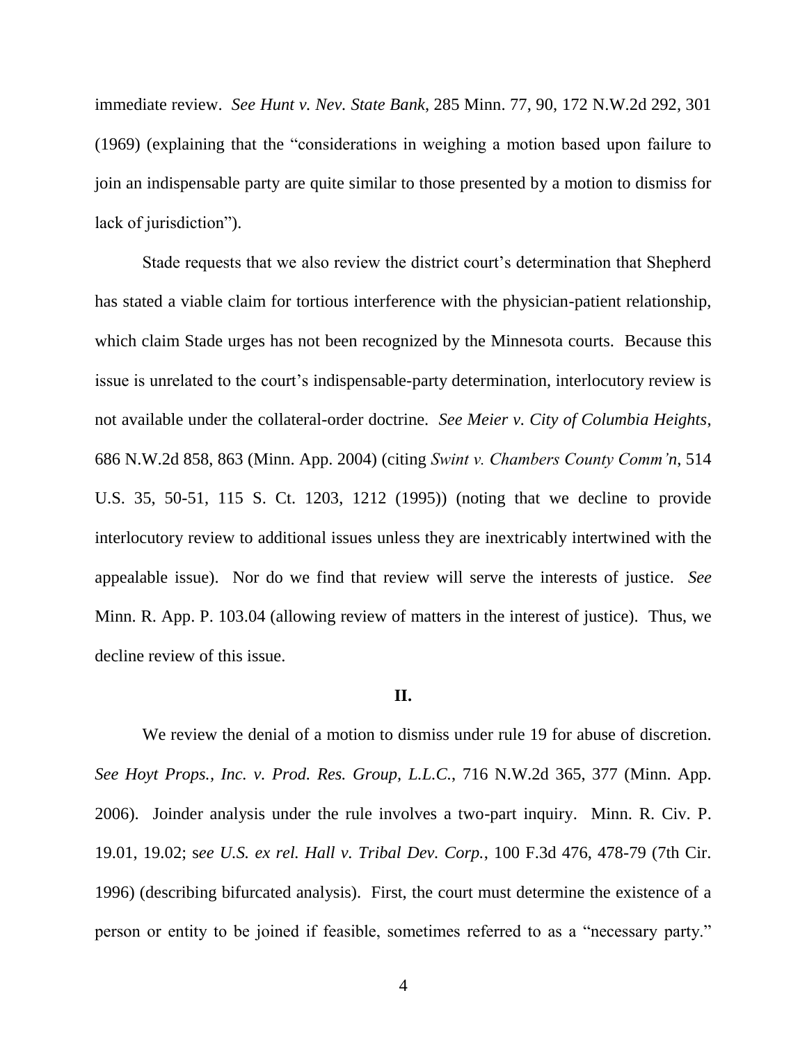immediate review. *See Hunt v. Nev. State Bank*, 285 Minn. 77, 90, 172 N.W.2d 292, 301 (1969) (explaining that the "considerations in weighing a motion based upon failure to join an indispensable party are quite similar to those presented by a motion to dismiss for lack of jurisdiction").

Stade requests that we also review the district court's determination that Shepherd has stated a viable claim for tortious interference with the physician-patient relationship, which claim Stade urges has not been recognized by the Minnesota courts. Because this issue is unrelated to the court's indispensable-party determination, interlocutory review is not available under the collateral-order doctrine. *See Meier v. City of Columbia Heights*, 686 N.W.2d 858, 863 (Minn. App. 2004) (citing *Swint v. Chambers County Comm'n*, 514 U.S. 35, 50-51, 115 S. Ct. 1203, 1212 (1995)) (noting that we decline to provide interlocutory review to additional issues unless they are inextricably intertwined with the appealable issue). Nor do we find that review will serve the interests of justice. *See* Minn. R. App. P. 103.04 (allowing review of matters in the interest of justice). Thus, we decline review of this issue.

**II.**

We review the denial of a motion to dismiss under rule 19 for abuse of discretion. *See Hoyt Props., Inc. v. Prod. Res. Group, L.L.C.*, 716 N.W.2d 365, 377 (Minn. App. 2006). Joinder analysis under the rule involves a two-part inquiry. Minn. R. Civ. P. 19.01, 19.02; s*ee U.S. ex rel. Hall v. Tribal Dev. Corp.*, 100 F.3d 476, 478-79 (7th Cir. 1996) (describing bifurcated analysis). First, the court must determine the existence of a person or entity to be joined if feasible, sometimes referred to as a "necessary party."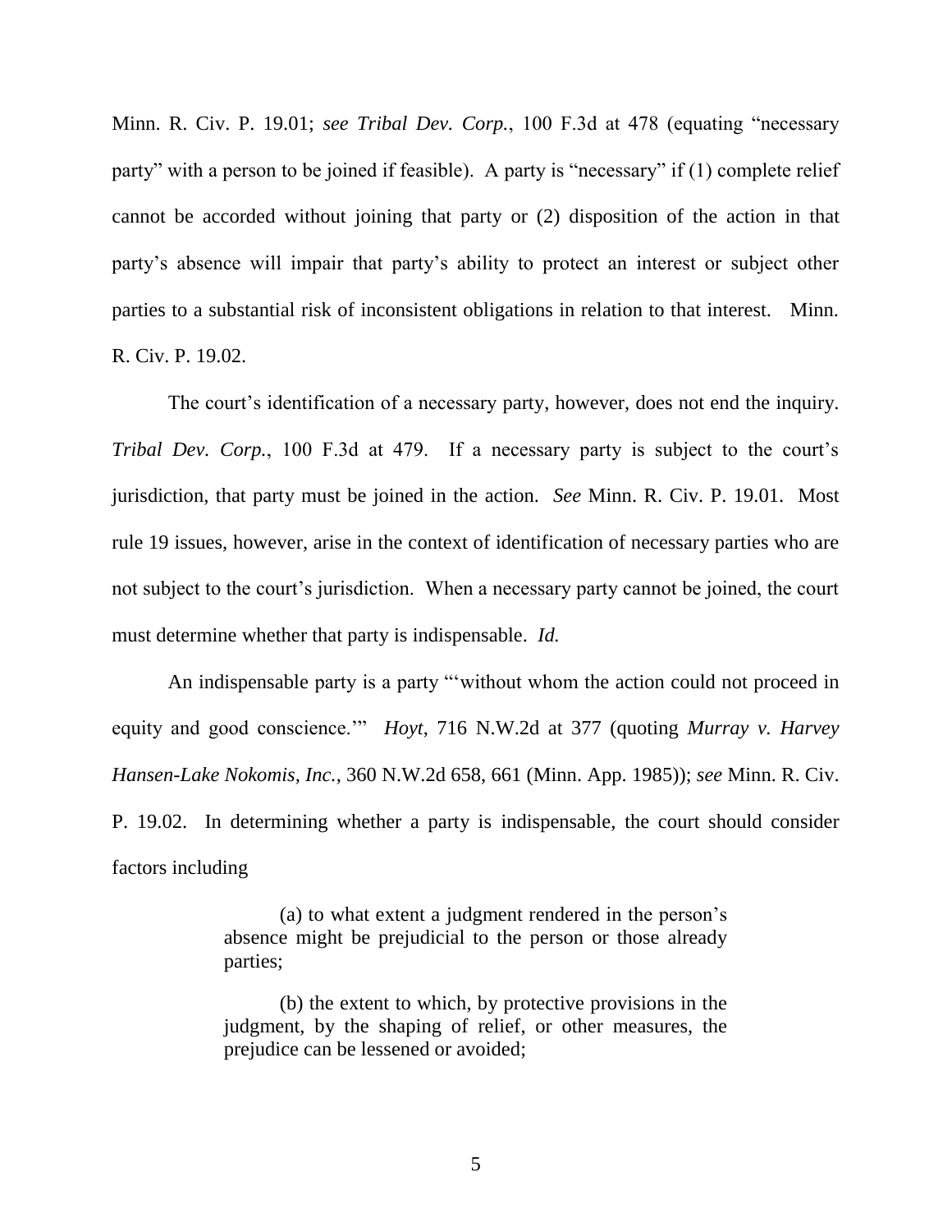Minn. R. Civ. P. 19.01; *see Tribal Dev. Corp.*, 100 F.3d at 478 (equating "necessary party" with a person to be joined if feasible). A party is "necessary" if (1) complete relief cannot be accorded without joining that party or (2) disposition of the action in that party's absence will impair that party's ability to protect an interest or subject other parties to a substantial risk of inconsistent obligations in relation to that interest. Minn. R. Civ. P. 19.02.

The court's identification of a necessary party, however, does not end the inquiry. *Tribal Dev. Corp.*, 100 F.3d at 479. If a necessary party is subject to the court's jurisdiction, that party must be joined in the action. *See* Minn. R. Civ. P. 19.01. Most rule 19 issues, however, arise in the context of identification of necessary parties who are not subject to the court's jurisdiction. When a necessary party cannot be joined, the court must determine whether that party is indispensable. *Id.*

An indispensable party is a party "'without whom the action could not proceed in equity and good conscience.'" *Hoyt*, 716 N.W.2d at 377 (quoting *Murray v. Harvey Hansen-Lake Nokomis, Inc.*, 360 N.W.2d 658, 661 (Minn. App. 1985)); *see* Minn. R. Civ. P. 19.02. In determining whether a party is indispensable, the court should consider factors including

> (a) to what extent a judgment rendered in the person's absence might be prejudicial to the person or those already parties;
>
> (b) the extent to which, by protective provisions in the judgment, by the shaping of relief, or other measures, the prejudice can be lessened or avoided;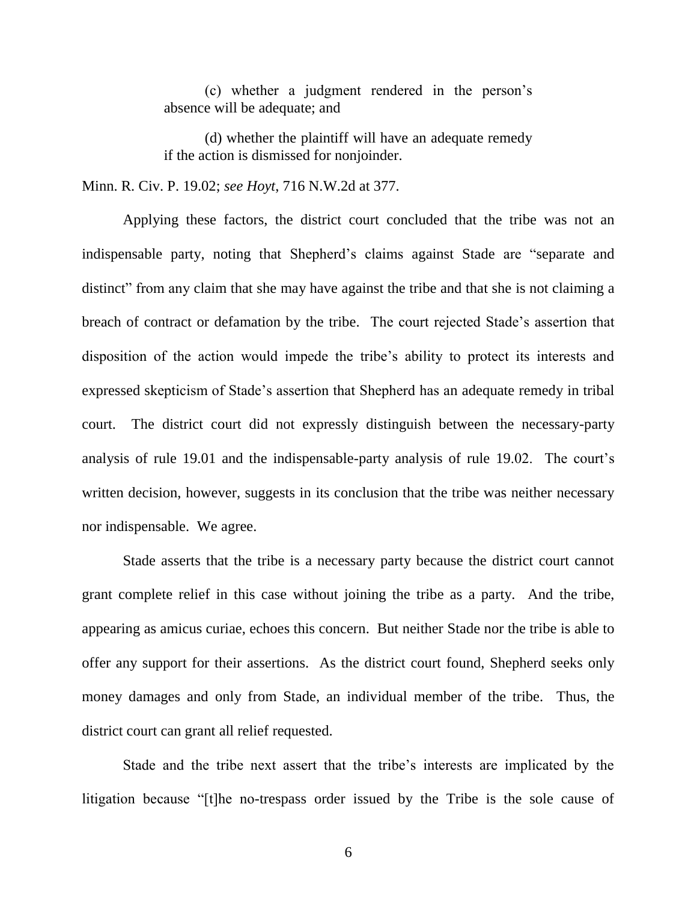> (c) whether a judgment rendered in the person's absence will be adequate; and
>
> (d) whether the plaintiff will have an adequate remedy if the action is dismissed for nonjoinder.

Minn. R. Civ. P. 19.02; *see Hoyt*, 716 N.W.2d at 377.

Applying these factors, the district court concluded that the tribe was not an indispensable party, noting that Shepherd's claims against Stade are "separate and distinct" from any claim that she may have against the tribe and that she is not claiming a breach of contract or defamation by the tribe. The court rejected Stade's assertion that disposition of the action would impede the tribe's ability to protect its interests and expressed skepticism of Stade's assertion that Shepherd has an adequate remedy in tribal court. The district court did not expressly distinguish between the necessary-party analysis of rule 19.01 and the indispensable-party analysis of rule 19.02. The court's written decision, however, suggests in its conclusion that the tribe was neither necessary nor indispensable. We agree.

Stade asserts that the tribe is a necessary party because the district court cannot grant complete relief in this case without joining the tribe as a party. And the tribe, appearing as amicus curiae, echoes this concern. But neither Stade nor the tribe is able to offer any support for their assertions. As the district court found, Shepherd seeks only money damages and only from Stade, an individual member of the tribe. Thus, the district court can grant all relief requested.

Stade and the tribe next assert that the tribe's interests are implicated by the litigation because "[t]he no-trespass order issued by the Tribe is the sole cause of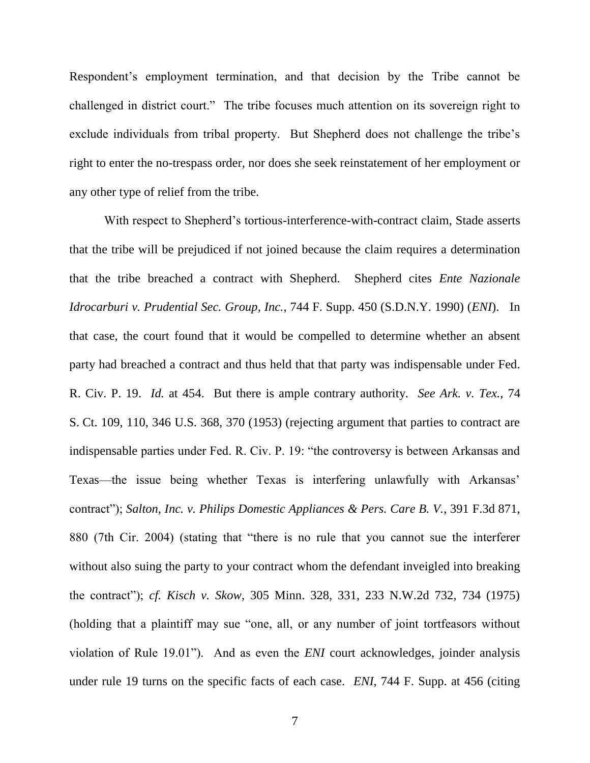Respondent's employment termination, and that decision by the Tribe cannot be challenged in district court." The tribe focuses much attention on its sovereign right to exclude individuals from tribal property. But Shepherd does not challenge the tribe's right to enter the no-trespass order, nor does she seek reinstatement of her employment or any other type of relief from the tribe.

With respect to Shepherd's tortious-interference-with-contract claim, Stade asserts that the tribe will be prejudiced if not joined because the claim requires a determination that the tribe breached a contract with Shepherd. Shepherd cites *Ente Nazionale Idrocarburi v. Prudential Sec. Group, Inc.*, 744 F. Supp. 450 (S.D.N.Y. 1990) (*ENI*). In that case, the court found that it would be compelled to determine whether an absent party had breached a contract and thus held that that party was indispensable under Fed. R. Civ. P. 19. *Id.* at 454. But there is ample contrary authority. *See Ark. v. Tex.*, 74 S. Ct. 109, 110, 346 U.S. 368, 370 (1953) (rejecting argument that parties to contract are indispensable parties under Fed. R. Civ. P. 19: "the controversy is between Arkansas and Texas—the issue being whether Texas is interfering unlawfully with Arkansas' contract"); *Salton, Inc. v. Philips Domestic Appliances & Pers. Care B. V.*, 391 F.3d 871, 880 (7th Cir. 2004) (stating that "there is no rule that you cannot sue the interferer without also suing the party to your contract whom the defendant inveigled into breaking the contract"); *cf. Kisch v. Skow*, 305 Minn. 328, 331, 233 N.W.2d 732, 734 (1975) (holding that a plaintiff may sue "one, all, or any number of joint tortfeasors without violation of Rule 19.01"). And as even the *ENI* court acknowledges, joinder analysis under rule 19 turns on the specific facts of each case. *ENI*, 744 F. Supp. at 456 (citing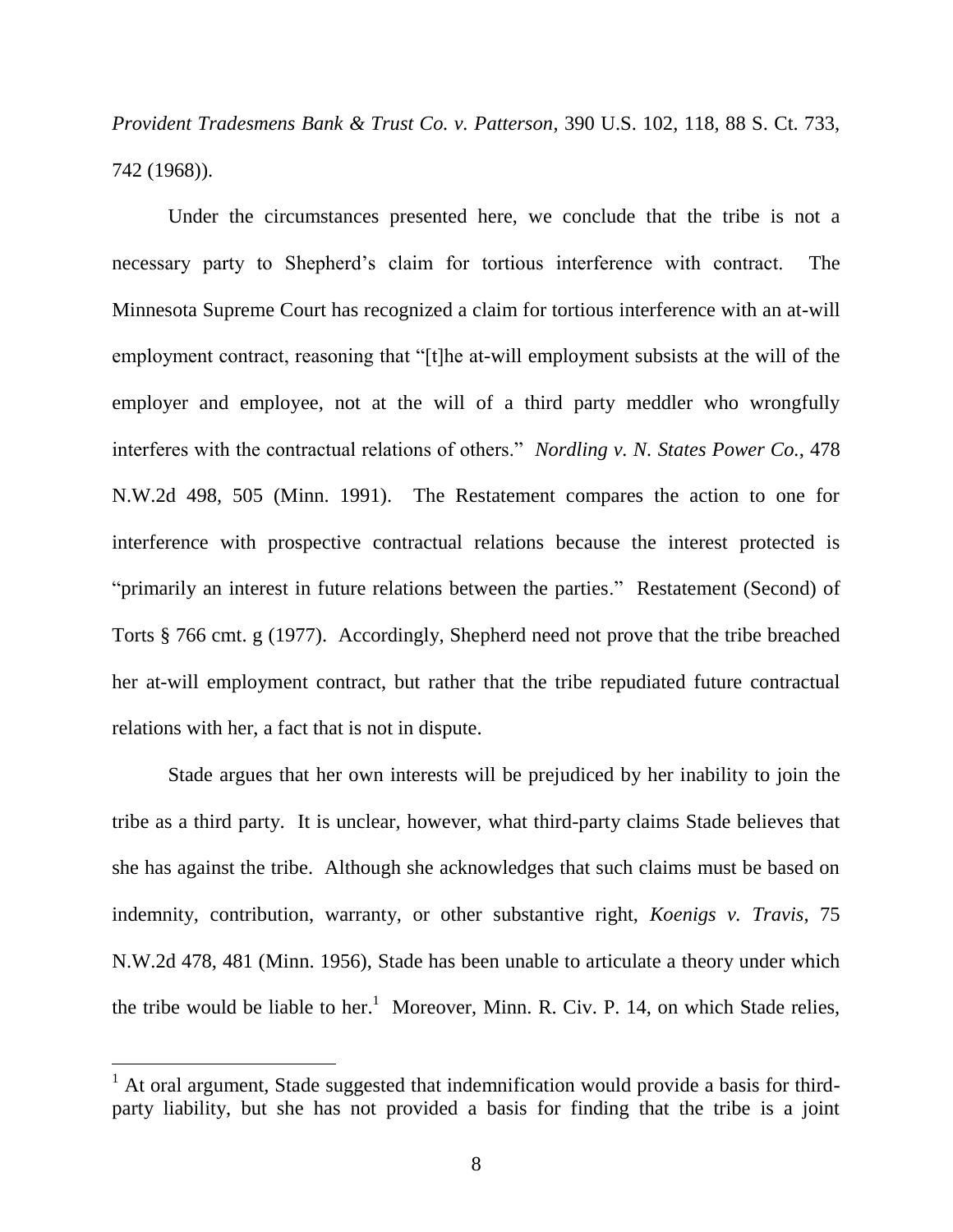*Provident Tradesmens Bank & Trust Co. v. Patterson*, 390 U.S. 102, 118, 88 S. Ct. 733, 742 (1968)).

Under the circumstances presented here, we conclude that the tribe is not a necessary party to Shepherd's claim for tortious interference with contract. The Minnesota Supreme Court has recognized a claim for tortious interference with an at-will employment contract, reasoning that "[t]he at-will employment subsists at the will of the employer and employee, not at the will of a third party meddler who wrongfully interferes with the contractual relations of others." *Nordling v. N. States Power Co.*, 478 N.W.2d 498, 505 (Minn. 1991). The Restatement compares the action to one for interference with prospective contractual relations because the interest protected is "primarily an interest in future relations between the parties." Restatement (Second) of Torts § 766 cmt. g (1977). Accordingly, Shepherd need not prove that the tribe breached her at-will employment contract, but rather that the tribe repudiated future contractual relations with her, a fact that is not in dispute.

Stade argues that her own interests will be prejudiced by her inability to join the tribe as a third party. It is unclear, however, what third-party claims Stade believes that she has against the tribe. Although she acknowledges that such claims must be based on indemnity, contribution, warranty, or other substantive right, *Koenigs v. Travis*, 75 N.W.2d 478, 481 (Minn. 1956), Stade has been unable to articulate a theory under which the tribe would be liable to her.[1] Moreover, Minn. R. Civ. P. 14, on which Stade relies,

---

[1] At oral argument, Stade suggested that indemnification would provide a basis for third-party liability, but she has not provided a basis for finding that the tribe is a joint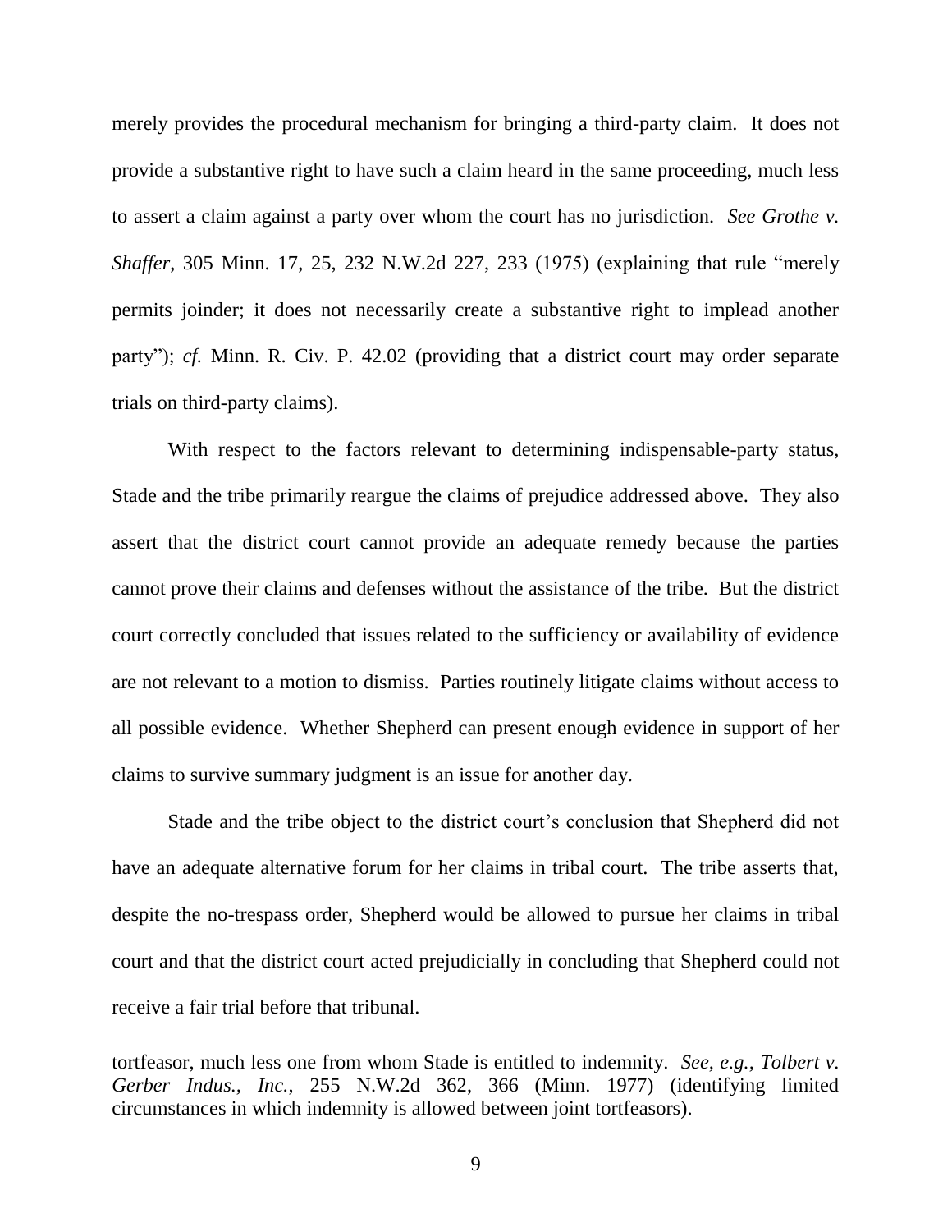merely provides the procedural mechanism for bringing a third-party claim. It does not provide a substantive right to have such a claim heard in the same proceeding, much less to assert a claim against a party over whom the court has no jurisdiction. *See Grothe v. Shaffer*, 305 Minn. 17, 25, 232 N.W.2d 227, 233 (1975) (explaining that rule "merely permits joinder; it does not necessarily create a substantive right to implead another party"); *cf.* Minn. R. Civ. P. 42.02 (providing that a district court may order separate trials on third-party claims).

With respect to the factors relevant to determining indispensable-party status, Stade and the tribe primarily reargue the claims of prejudice addressed above. They also assert that the district court cannot provide an adequate remedy because the parties cannot prove their claims and defenses without the assistance of the tribe. But the district court correctly concluded that issues related to the sufficiency or availability of evidence are not relevant to a motion to dismiss. Parties routinely litigate claims without access to all possible evidence. Whether Shepherd can present enough evidence in support of her claims to survive summary judgment is an issue for another day.

Stade and the tribe object to the district court's conclusion that Shepherd did not have an adequate alternative forum for her claims in tribal court. The tribe asserts that, despite the no-trespass order, Shepherd would be allowed to pursue her claims in tribal court and that the district court acted prejudicially in concluding that Shepherd could not receive a fair trial before that tribunal.

---

tortfeasor, much less one from whom Stade is entitled to indemnity. *See, e.g.*, *Tolbert v. Gerber Indus., Inc.*, 255 N.W.2d 362, 366 (Minn. 1977) (identifying limited circumstances in which indemnity is allowed between joint tortfeasors).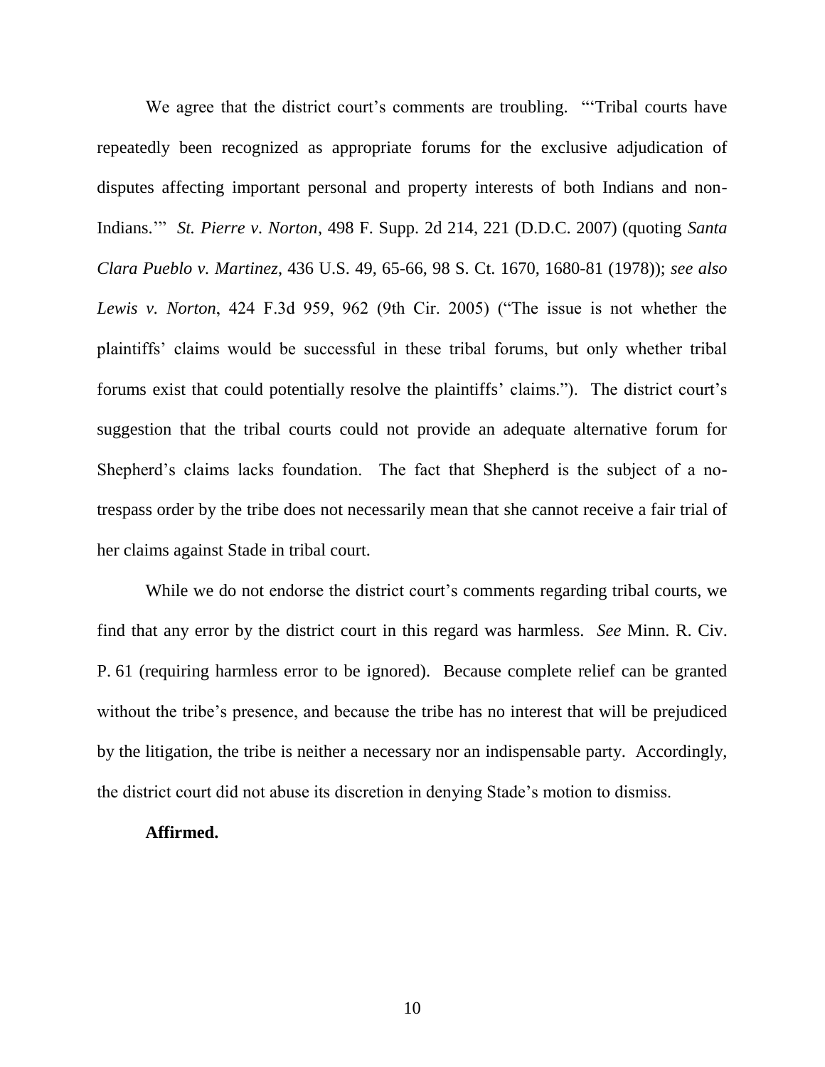We agree that the district court's comments are troubling. "'Tribal courts have repeatedly been recognized as appropriate forums for the exclusive adjudication of disputes affecting important personal and property interests of both Indians and non-Indians.'" *St. Pierre v. Norton*, 498 F. Supp. 2d 214, 221 (D.D.C. 2007) (quoting *Santa Clara Pueblo v. Martinez*, 436 U.S. 49, 65-66, 98 S. Ct. 1670, 1680-81 (1978)); *see also Lewis v. Norton*, 424 F.3d 959, 962 (9th Cir. 2005) ("The issue is not whether the plaintiffs' claims would be successful in these tribal forums, but only whether tribal forums exist that could potentially resolve the plaintiffs' claims."). The district court's suggestion that the tribal courts could not provide an adequate alternative forum for Shepherd's claims lacks foundation. The fact that Shepherd is the subject of a no-trespass order by the tribe does not necessarily mean that she cannot receive a fair trial of her claims against Stade in tribal court.

While we do not endorse the district court's comments regarding tribal courts, we find that any error by the district court in this regard was harmless. *See* Minn. R. Civ. P. 61 (requiring harmless error to be ignored). Because complete relief can be granted without the tribe's presence, and because the tribe has no interest that will be prejudiced by the litigation, the tribe is neither a necessary nor an indispensable party. Accordingly, the district court did not abuse its discretion in denying Stade's motion to dismiss.

**Affirmed.**